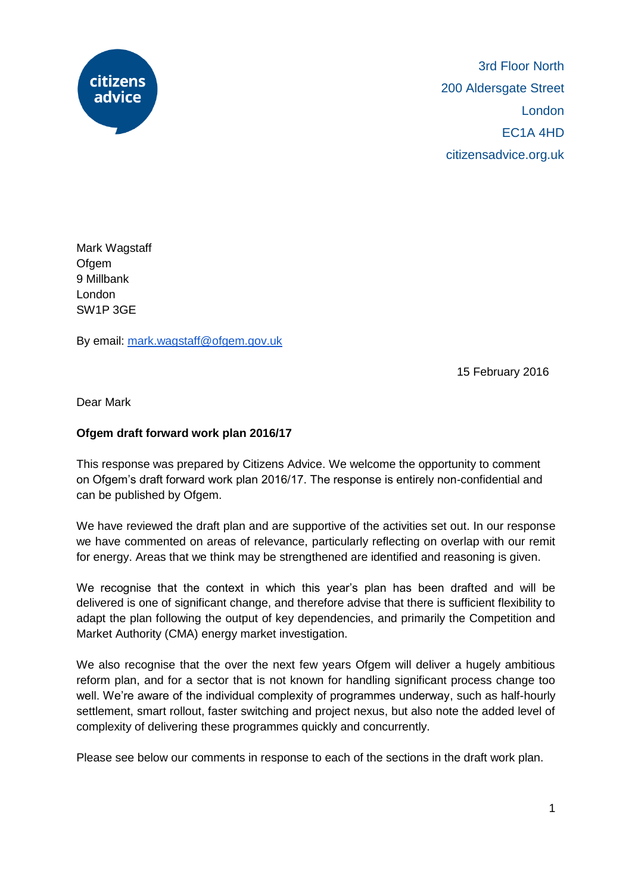3rd Floor North
200 Aldersgate Street
London
EC1A 4HD
citizensadvice.org.uk

Mark Wagstaff
Ofgem
9 Millbank
London
SW1P 3GE

By email: mark.wagstaff@ofgem.gov.uk

15 February 2016

Dear Mark

**Ofgem draft forward work plan 2016/17**

This response was prepared by Citizens Advice. We welcome the opportunity to comment on Ofgem's draft forward work plan 2016/17. The response is entirely non-confidential and can be published by Ofgem.

We have reviewed the draft plan and are supportive of the activities set out. In our response we have commented on areas of relevance, particularly reflecting on overlap with our remit for energy. Areas that we think may be strengthened are identified and reasoning is given.

We recognise that the context in which this year's plan has been drafted and will be delivered is one of significant change, and therefore advise that there is sufficient flexibility to adapt the plan following the output of key dependencies, and primarily the Competition and Market Authority (CMA) energy market investigation.

We also recognise that the over the next few years Ofgem will deliver a hugely ambitious reform plan, and for a sector that is not known for handling significant process change too well. We're aware of the individual complexity of programmes underway, such as half-hourly settlement, smart rollout, faster switching and project nexus, but also note the added level of complexity of delivering these programmes quickly and concurrently.

Please see below our comments in response to each of the sections in the draft work plan.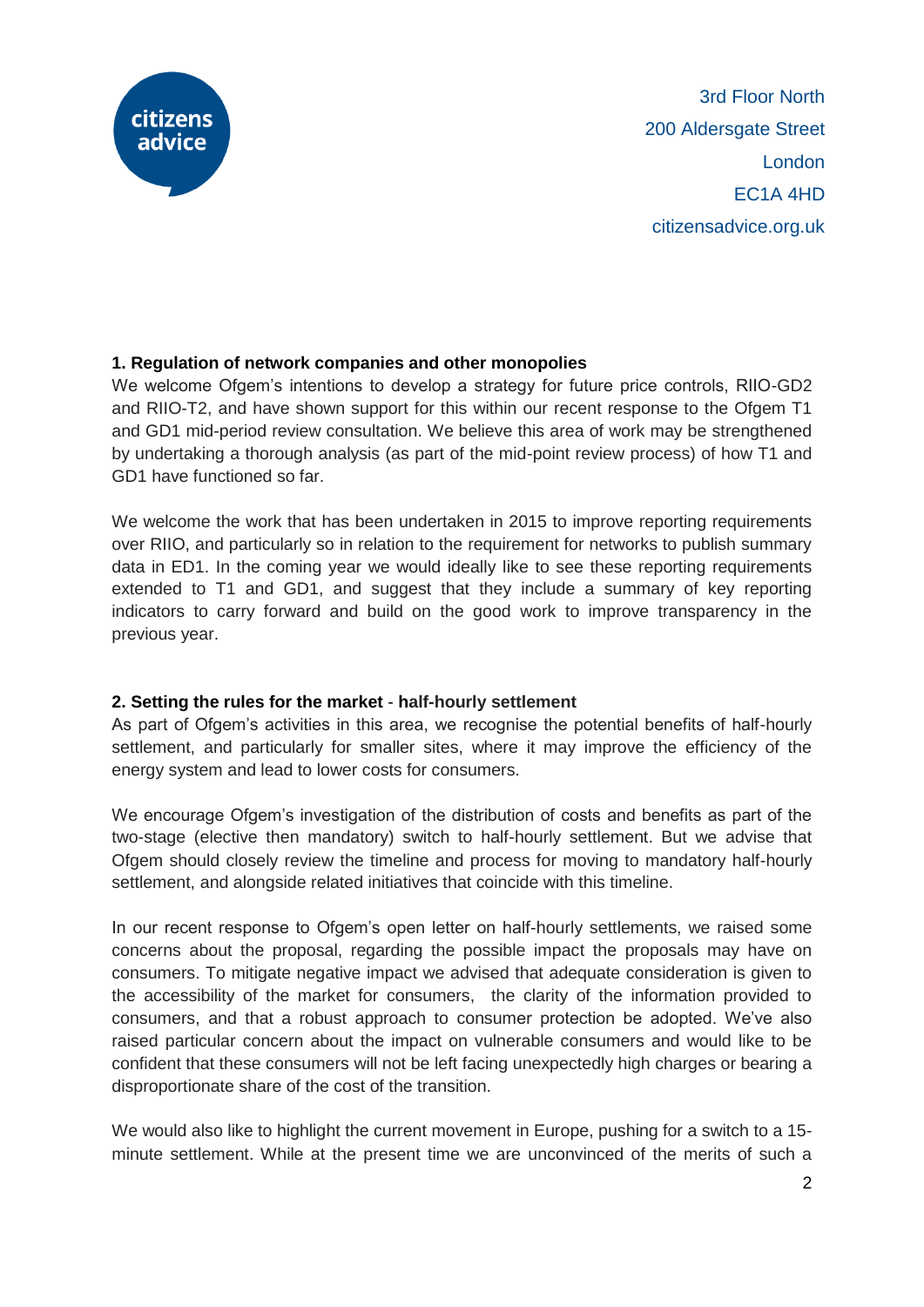3rd Floor North
200 Aldersgate Street
London
EC1A 4HD
citizensadvice.org.uk

**1. Regulation of network companies and other monopolies**

We welcome Ofgem's intentions to develop a strategy for future price controls, RIIO-GD2 and RIIO-T2, and have shown support for this within our recent response to the Ofgem T1 and GD1 mid-period review consultation. We believe this area of work may be strengthened by undertaking a thorough analysis (as part of the mid-point review process) of how T1 and GD1 have functioned so far.

We welcome the work that has been undertaken in 2015 to improve reporting requirements over RIIO, and particularly so in relation to the requirement for networks to publish summary data in ED1. In the coming year we would ideally like to see these reporting requirements extended to T1 and GD1, and suggest that they include a summary of key reporting indicators to carry forward and build on the good work to improve transparency in the previous year.

**2. Setting the rules for the market - half-hourly settlement**

As part of Ofgem's activities in this area, we recognise the potential benefits of half-hourly settlement, and particularly for smaller sites, where it may improve the efficiency of the energy system and lead to lower costs for consumers.

We encourage Ofgem's investigation of the distribution of costs and benefits as part of the two-stage (elective then mandatory) switch to half-hourly settlement. But we advise that Ofgem should closely review the timeline and process for moving to mandatory half-hourly settlement, and alongside related initiatives that coincide with this timeline.

In our recent response to Ofgem's open letter on half-hourly settlements, we raised some concerns about the proposal, regarding the possible impact the proposals may have on consumers. To mitigate negative impact we advised that adequate consideration is given to the accessibility of the market for consumers, the clarity of the information provided to consumers, and that a robust approach to consumer protection be adopted. We've also raised particular concern about the impact on vulnerable consumers and would like to be confident that these consumers will not be left facing unexpectedly high charges or bearing a disproportionate share of the cost of the transition.

We would also like to highlight the current movement in Europe, pushing for a switch to a 15-minute settlement. While at the present time we are unconvinced of the merits of such a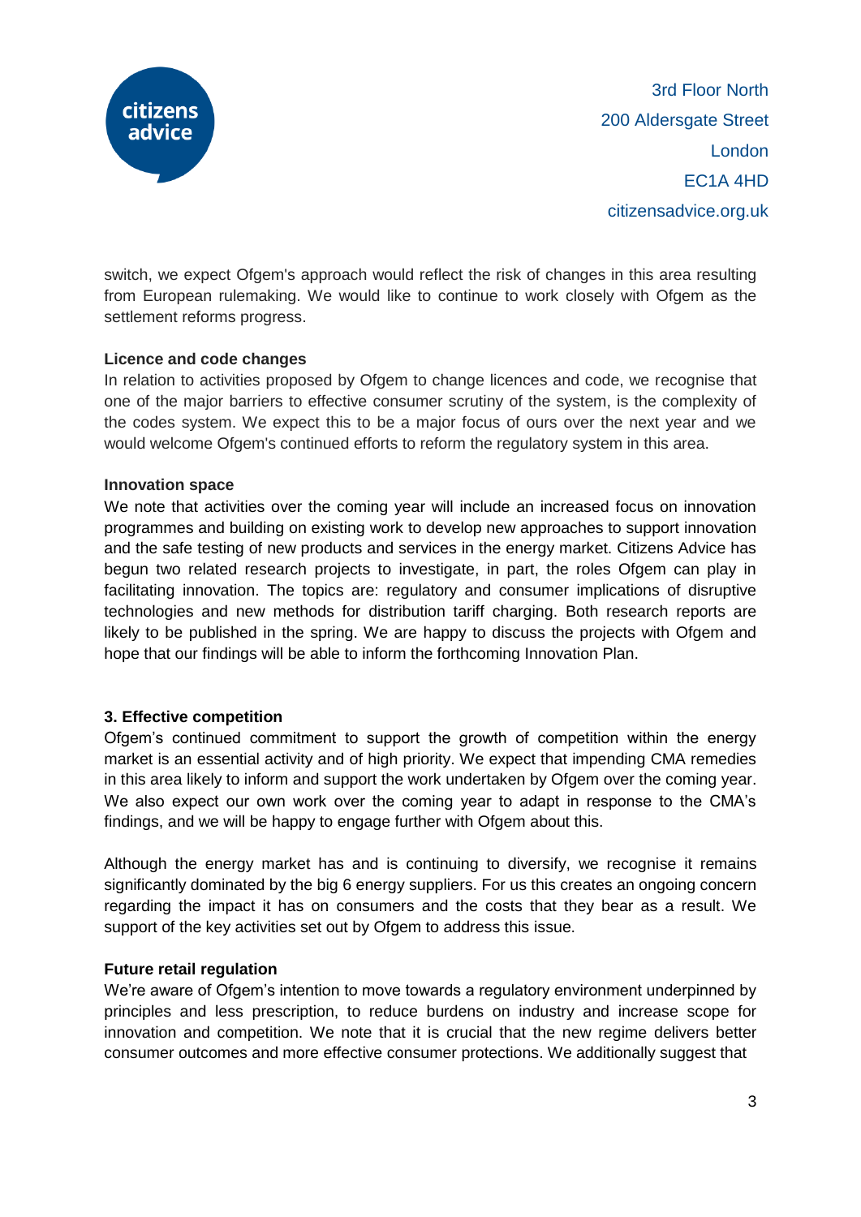switch, we expect Ofgem's approach would reflect the risk of changes in this area resulting from European rulemaking. We would like to continue to work closely with Ofgem as the settlement reforms progress.

**Licence and code changes**
In relation to activities proposed by Ofgem to change licences and code, we recognise that one of the major barriers to effective consumer scrutiny of the system, is the complexity of the codes system. We expect this to be a major focus of ours over the next year and we would welcome Ofgem's continued efforts to reform the regulatory system in this area.

**Innovation space**
We note that activities over the coming year will include an increased focus on innovation programmes and building on existing work to develop new approaches to support innovation and the safe testing of new products and services in the energy market. Citizens Advice has begun two related research projects to investigate, in part, the roles Ofgem can play in facilitating innovation. The topics are: regulatory and consumer implications of disruptive technologies and new methods for distribution tariff charging. Both research reports are likely to be published in the spring. We are happy to discuss the projects with Ofgem and hope that our findings will be able to inform the forthcoming Innovation Plan.

## 3. Effective competition

Ofgem's continued commitment to support the growth of competition within the energy market is an essential activity and of high priority. We expect that impending CMA remedies in this area likely to inform and support the work undertaken by Ofgem over the coming year. We also expect our own work over the coming year to adapt in response to the CMA's findings, and we will be happy to engage further with Ofgem about this.

Although the energy market has and is continuing to diversify, we recognise it remains significantly dominated by the big 6 energy suppliers. For us this creates an ongoing concern regarding the impact it has on consumers and the costs that they bear as a result. We support of the key activities set out by Ofgem to address this issue.

**Future retail regulation**
We're aware of Ofgem's intention to move towards a regulatory environment underpinned by principles and less prescription, to reduce burdens on industry and increase scope for innovation and competition. We note that it is crucial that the new regime delivers better consumer outcomes and more effective consumer protections. We additionally suggest that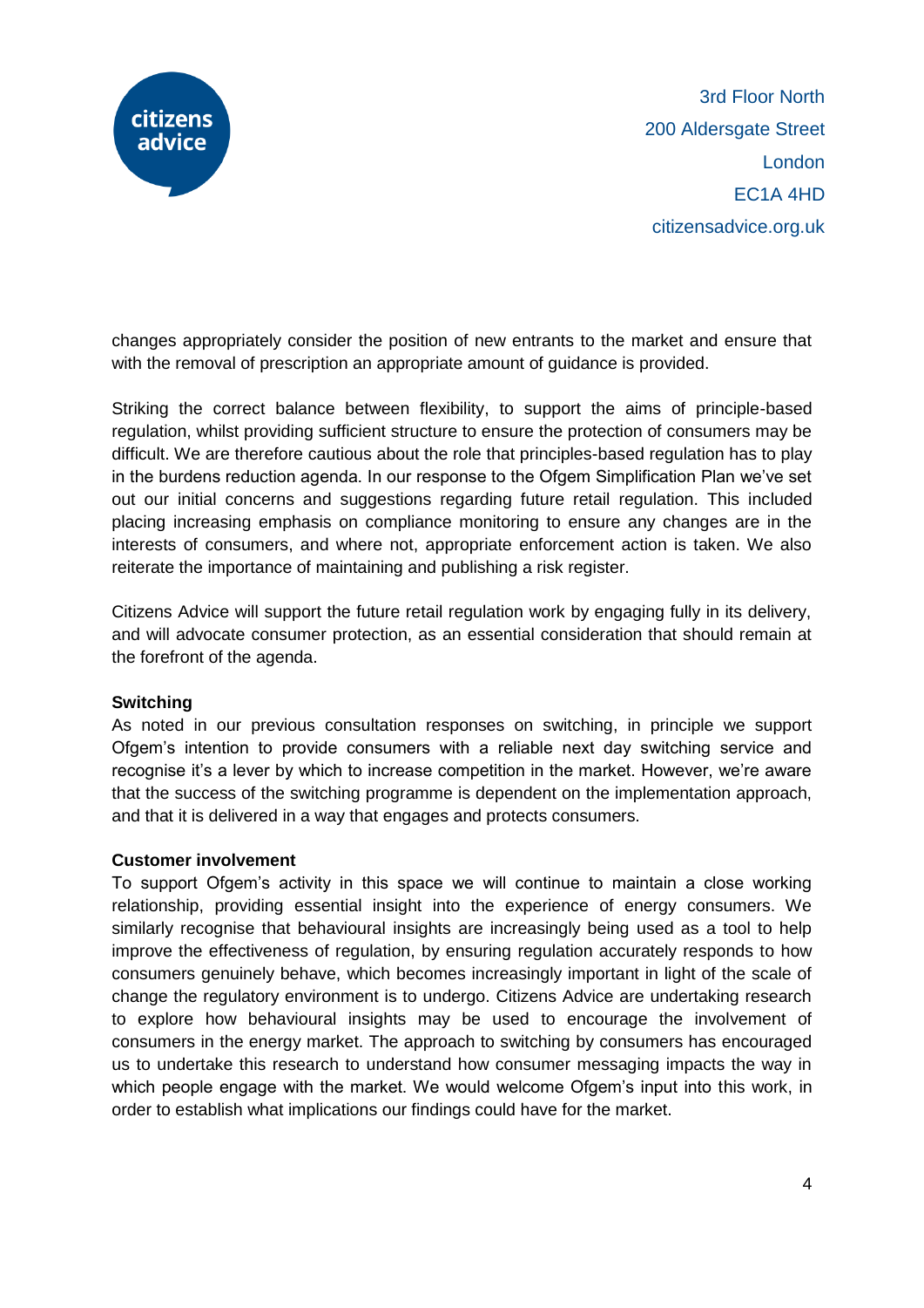changes appropriately consider the position of new entrants to the market and ensure that with the removal of prescription an appropriate amount of guidance is provided.

Striking the correct balance between flexibility, to support the aims of principle-based regulation, whilst providing sufficient structure to ensure the protection of consumers may be difficult. We are therefore cautious about the role that principles-based regulation has to play in the burdens reduction agenda. In our response to the Ofgem Simplification Plan we've set out our initial concerns and suggestions regarding future retail regulation. This included placing increasing emphasis on compliance monitoring to ensure any changes are in the interests of consumers, and where not, appropriate enforcement action is taken. We also reiterate the importance of maintaining and publishing a risk register.

Citizens Advice will support the future retail regulation work by engaging fully in its delivery, and will advocate consumer protection, as an essential consideration that should remain at the forefront of the agenda.

**Switching**

As noted in our previous consultation responses on switching, in principle we support Ofgem's intention to provide consumers with a reliable next day switching service and recognise it's a lever by which to increase competition in the market. However, we're aware that the success of the switching programme is dependent on the implementation approach, and that it is delivered in a way that engages and protects consumers.

**Customer involvement**

To support Ofgem's activity in this space we will continue to maintain a close working relationship, providing essential insight into the experience of energy consumers. We similarly recognise that behavioural insights are increasingly being used as a tool to help improve the effectiveness of regulation, by ensuring regulation accurately responds to how consumers genuinely behave, which becomes increasingly important in light of the scale of change the regulatory environment is to undergo. Citizens Advice are undertaking research to explore how behavioural insights may be used to encourage the involvement of consumers in the energy market. The approach to switching by consumers has encouraged us to undertake this research to understand how consumer messaging impacts the way in which people engage with the market. We would welcome Ofgem's input into this work, in order to establish what implications our findings could have for the market.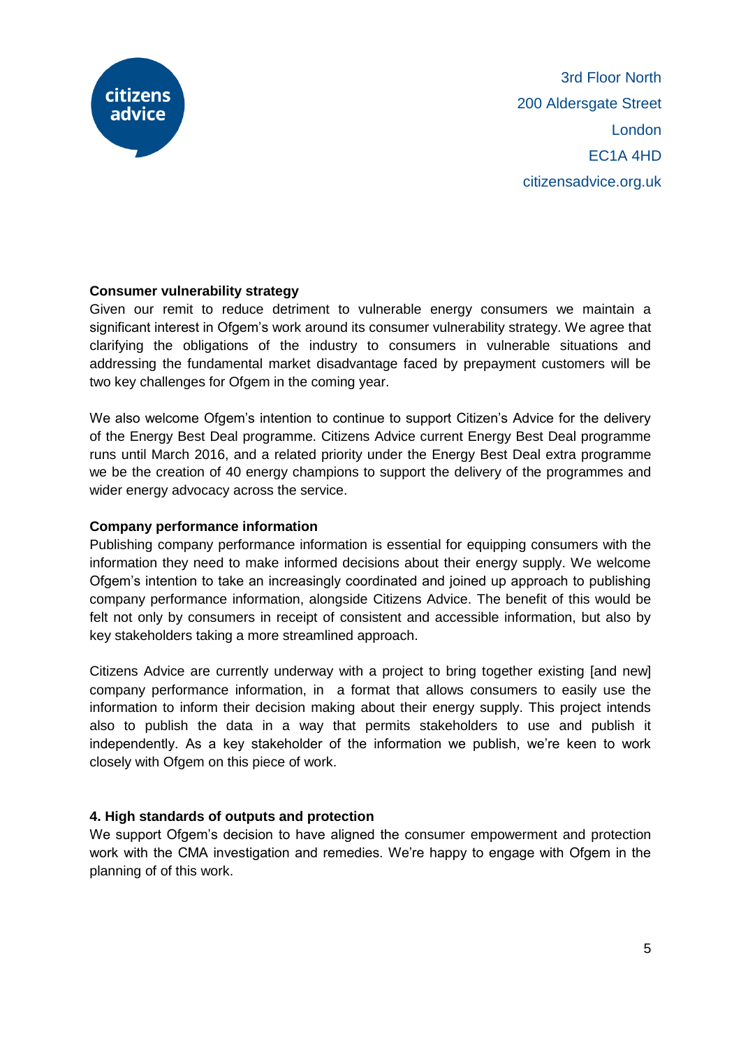**Consumer vulnerability strategy**

Given our remit to reduce detriment to vulnerable energy consumers we maintain a significant interest in Ofgem's work around its consumer vulnerability strategy. We agree that clarifying the obligations of the industry to consumers in vulnerable situations and addressing the fundamental market disadvantage faced by prepayment customers will be two key challenges for Ofgem in the coming year.

We also welcome Ofgem's intention to continue to support Citizen's Advice for the delivery of the Energy Best Deal programme. Citizens Advice current Energy Best Deal programme runs until March 2016, and a related priority under the Energy Best Deal extra programme we be the creation of 40 energy champions to support the delivery of the programmes and wider energy advocacy across the service.

**Company performance information**

Publishing company performance information is essential for equipping consumers with the information they need to make informed decisions about their energy supply. We welcome Ofgem's intention to take an increasingly coordinated and joined up approach to publishing company performance information, alongside Citizens Advice. The benefit of this would be felt not only by consumers in receipt of consistent and accessible information, but also by key stakeholders taking a more streamlined approach.

Citizens Advice are currently underway with a project to bring together existing [and new] company performance information, in a format that allows consumers to easily use the information to inform their decision making about their energy supply. This project intends also to publish the data in a way that permits stakeholders to use and publish it independently. As a key stakeholder of the information we publish, we're keen to work closely with Ofgem on this piece of work.

**4. High standards of outputs and protection**

We support Ofgem's decision to have aligned the consumer empowerment and protection work with the CMA investigation and remedies. We're happy to engage with Ofgem in the planning of of this work.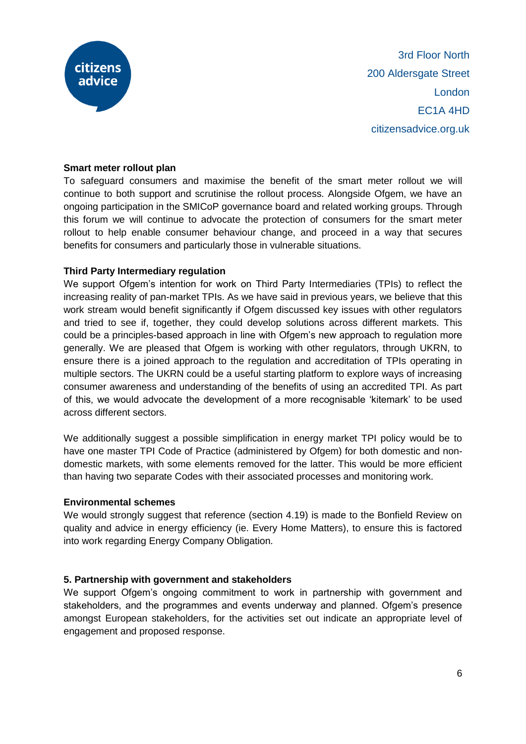**Smart meter rollout plan**

To safeguard consumers and maximise the benefit of the smart meter rollout we will continue to both support and scrutinise the rollout process. Alongside Ofgem, we have an ongoing participation in the SMICoP governance board and related working groups. Through this forum we will continue to advocate the protection of consumers for the smart meter rollout to help enable consumer behaviour change, and proceed in a way that secures benefits for consumers and particularly those in vulnerable situations.

**Third Party Intermediary regulation**

We support Ofgem's intention for work on Third Party Intermediaries (TPIs) to reflect the increasing reality of pan-market TPIs. As we have said in previous years, we believe that this work stream would benefit significantly if Ofgem discussed key issues with other regulators and tried to see if, together, they could develop solutions across different markets. This could be a principles-based approach in line with Ofgem's new approach to regulation more generally. We are pleased that Ofgem is working with other regulators, through UKRN, to ensure there is a joined approach to the regulation and accreditation of TPIs operating in multiple sectors. The UKRN could be a useful starting platform to explore ways of increasing consumer awareness and understanding of the benefits of using an accredited TPI. As part of this, we would advocate the development of a more recognisable 'kitemark' to be used across different sectors.

We additionally suggest a possible simplification in energy market TPI policy would be to have one master TPI Code of Practice (administered by Ofgem) for both domestic and non-domestic markets, with some elements removed for the latter. This would be more efficient than having two separate Codes with their associated processes and monitoring work.

**Environmental schemes**

We would strongly suggest that reference (section 4.19) is made to the Bonfield Review on quality and advice in energy efficiency (ie. Every Home Matters), to ensure this is factored into work regarding Energy Company Obligation.

**5. Partnership with government and stakeholders**

We support Ofgem's ongoing commitment to work in partnership with government and stakeholders, and the programmes and events underway and planned. Ofgem's presence amongst European stakeholders, for the activities set out indicate an appropriate level of engagement and proposed response.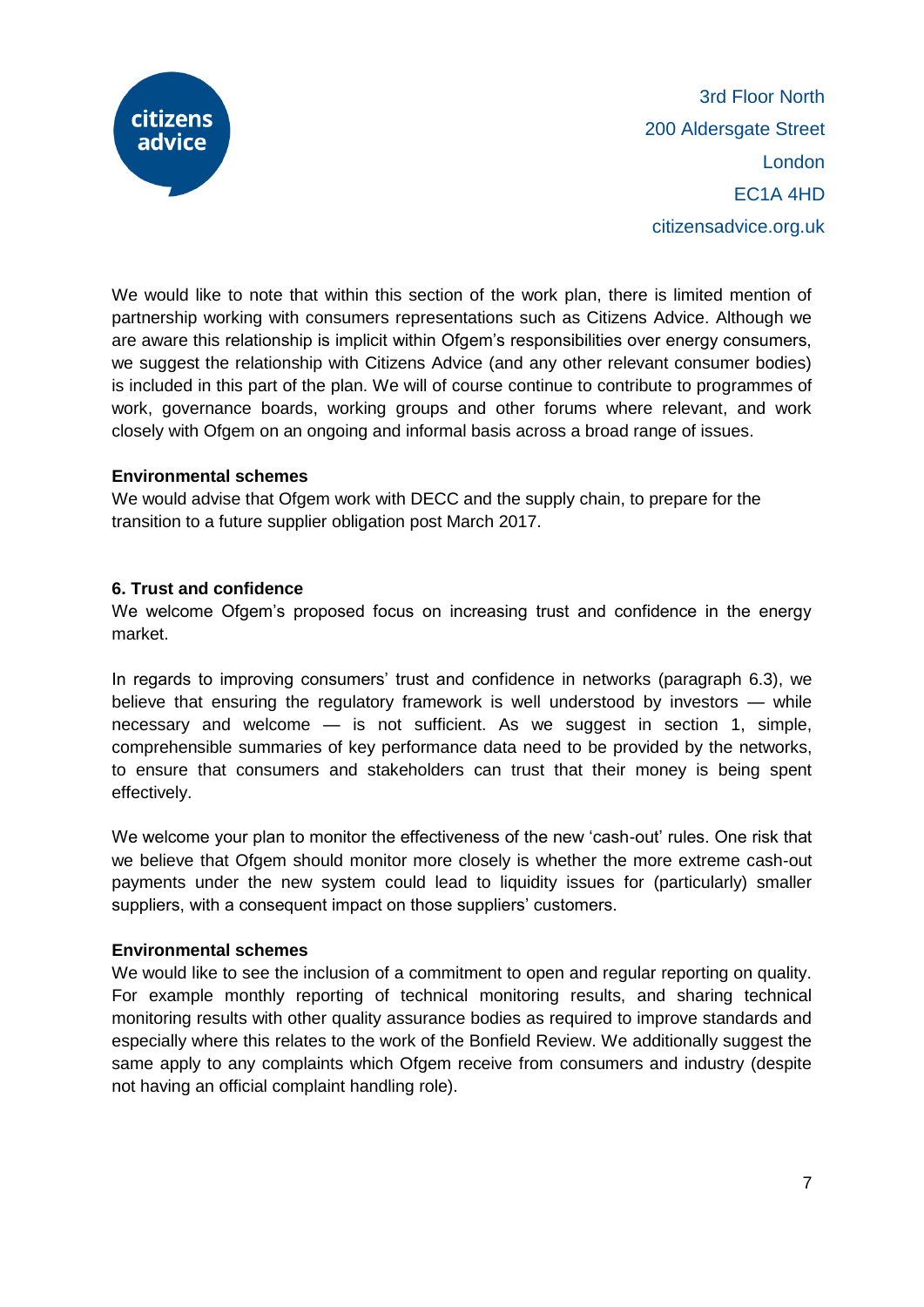We would like to note that within this section of the work plan, there is limited mention of partnership working with consumers representations such as Citizens Advice. Although we are aware this relationship is implicit within Ofgem's responsibilities over energy consumers, we suggest the relationship with Citizens Advice (and any other relevant consumer bodies) is included in this part of the plan. We will of course continue to contribute to programmes of work, governance boards, working groups and other forums where relevant, and work closely with Ofgem on an ongoing and informal basis across a broad range of issues.

**Environmental schemes**

We would advise that Ofgem work with DECC and the supply chain, to prepare for the transition to a future supplier obligation post March 2017.

## 6. Trust and confidence

We welcome Ofgem's proposed focus on increasing trust and confidence in the energy market.

In regards to improving consumers' trust and confidence in networks (paragraph 6.3), we believe that ensuring the regulatory framework is well understood by investors — while necessary and welcome — is not sufficient. As we suggest in section 1, simple, comprehensible summaries of key performance data need to be provided by the networks, to ensure that consumers and stakeholders can trust that their money is being spent effectively.

We welcome your plan to monitor the effectiveness of the new 'cash-out' rules. One risk that we believe that Ofgem should monitor more closely is whether the more extreme cash-out payments under the new system could lead to liquidity issues for (particularly) smaller suppliers, with a consequent impact on those suppliers' customers.

**Environmental schemes**

We would like to see the inclusion of a commitment to open and regular reporting on quality. For example monthly reporting of technical monitoring results, and sharing technical monitoring results with other quality assurance bodies as required to improve standards and especially where this relates to the work of the Bonfield Review. We additionally suggest the same apply to any complaints which Ofgem receive from consumers and industry (despite not having an official complaint handling role).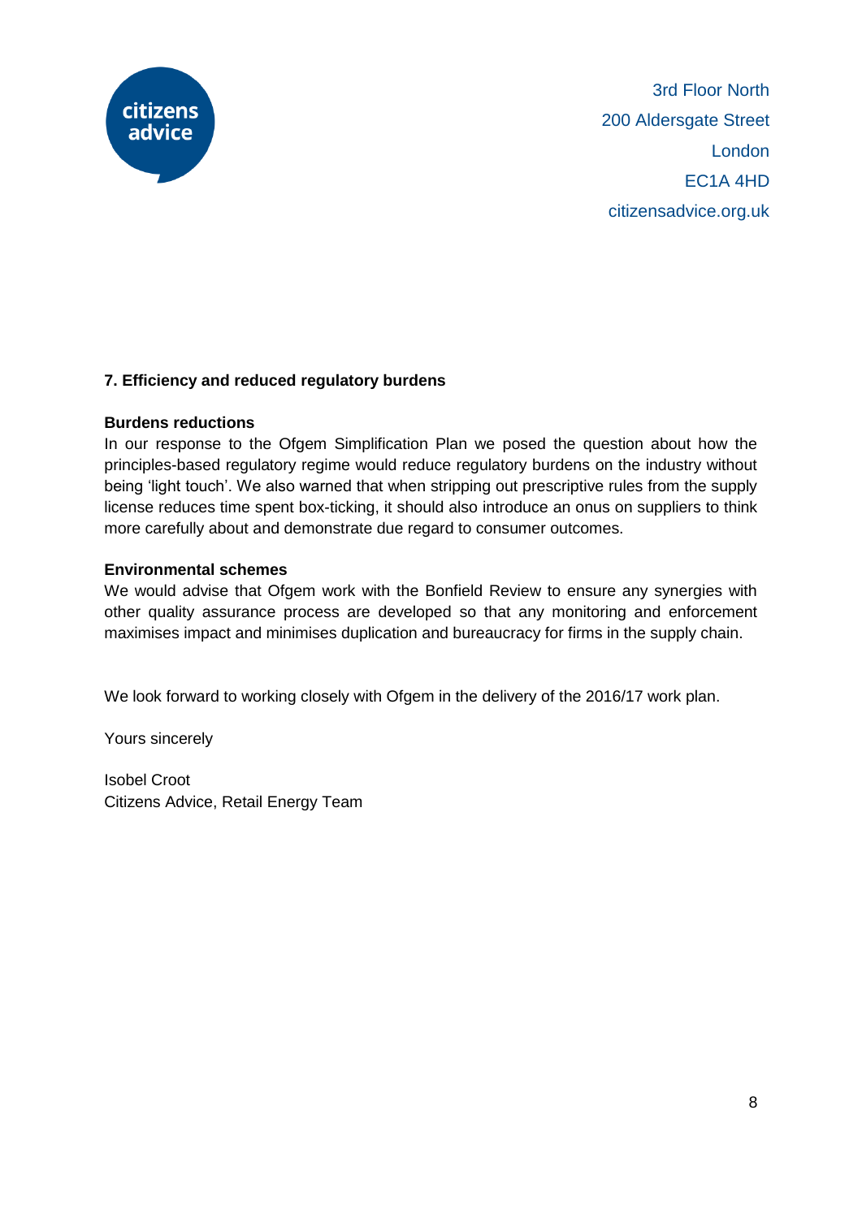3rd Floor North
200 Aldersgate Street
London
EC1A 4HD
citizensadvice.org.uk

**7. Efficiency and reduced regulatory burdens**

**Burdens reductions**

In our response to the Ofgem Simplification Plan we posed the question about how the principles-based regulatory regime would reduce regulatory burdens on the industry without being 'light touch'. We also warned that when stripping out prescriptive rules from the supply license reduces time spent box-ticking, it should also introduce an onus on suppliers to think more carefully about and demonstrate due regard to consumer outcomes.

**Environmental schemes**

We would advise that Ofgem work with the Bonfield Review to ensure any synergies with other quality assurance process are developed so that any monitoring and enforcement maximises impact and minimises duplication and bureaucracy for firms in the supply chain.

We look forward to working closely with Ofgem in the delivery of the 2016/17 work plan.

Yours sincerely

Isobel Croot
Citizens Advice, Retail Energy Team